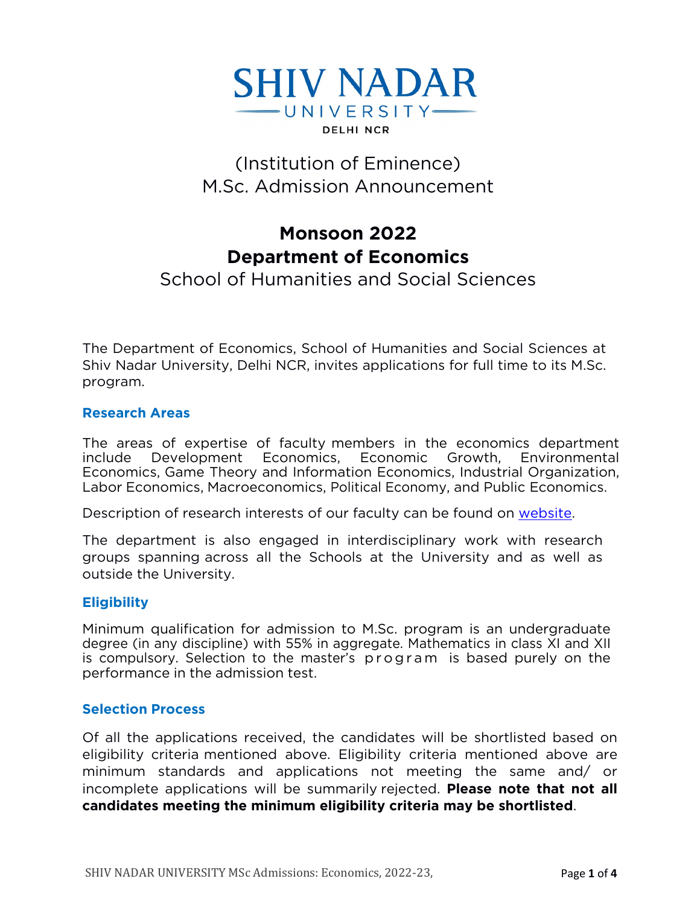# SHIV NADAR UNIVERSITY

DELHI NCR

(Institution of Eminence)
M.Sc. Admission Announcement

## Monsoon 2022
## Department of Economics
School of Humanities and Social Sciences

The Department of Economics, School of Humanities and Social Sciences at Shiv Nadar University, Delhi NCR, invites applications for full time to its M.Sc. program.

### Research Areas

The areas of expertise of faculty members in the economics department include Development Economics, Economic Growth, Environmental Economics, Game Theory and Information Economics, Industrial Organization, Labor Economics, Macroeconomics, Political Economy, and Public Economics.

Description of research interests of our faculty can be found on website.

The department is also engaged in interdisciplinary work with research groups spanning across all the Schools at the University and as well as outside the University.

### Eligibility

Minimum qualification for admission to M.Sc. program is an undergraduate degree (in any discipline) with 55% in aggregate. Mathematics in class XI and XII is compulsory. Selection to the master's program is based purely on the performance in the admission test.

### Selection Process

Of all the applications received, the candidates will be shortlisted based on eligibility criteria mentioned above. Eligibility criteria mentioned above are minimum standards and applications not meeting the same and/ or incomplete applications will be summarily rejected. **Please note that not all candidates meeting the minimum eligibility criteria may be shortlisted**.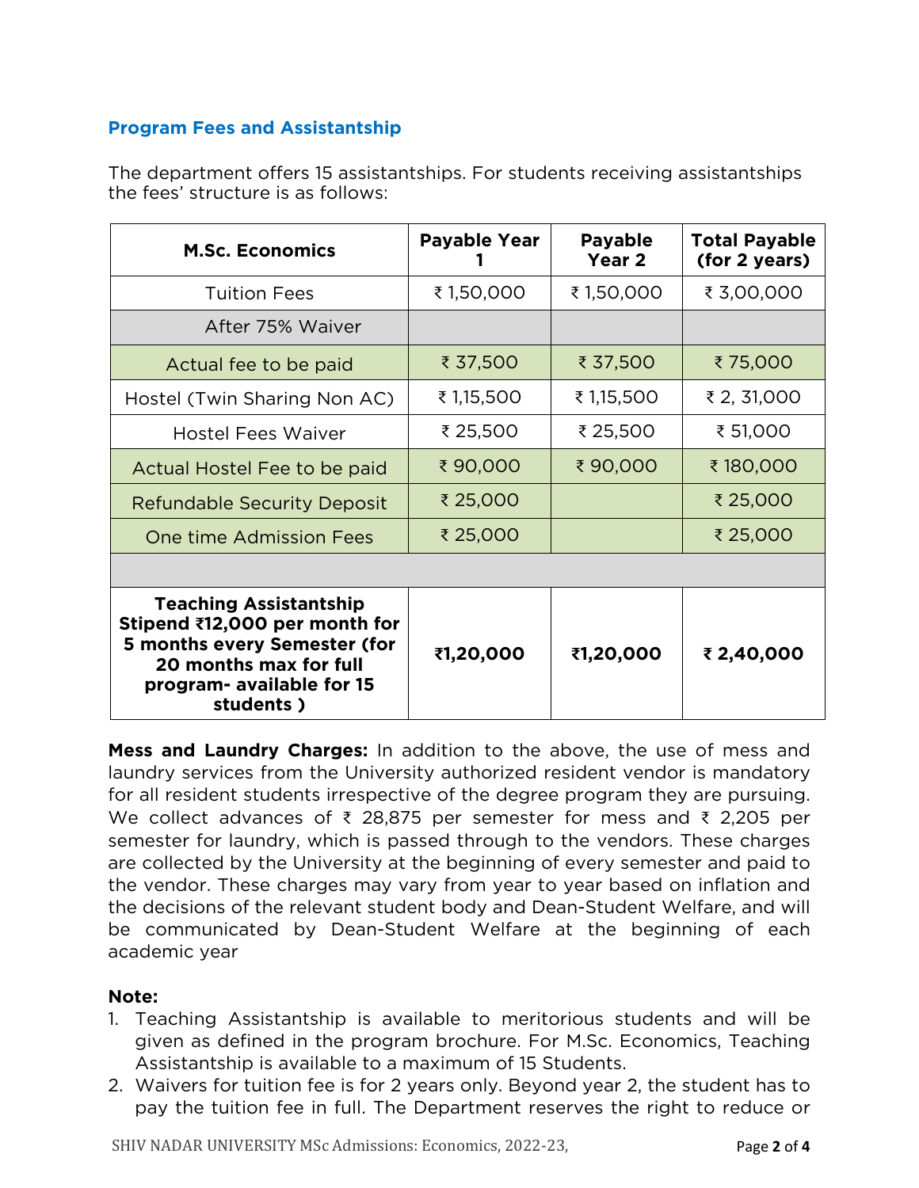## Program Fees and Assistantship

The department offers 15 assistantships. For students receiving assistantships the fees' structure is as follows:

| M.Sc. Economics | Payable Year 1 | Payable Year 2 | Total Payable (for 2 years) |
|---|---|---|---|
| Tuition Fees | ₹ 1,50,000 | ₹ 1,50,000 | ₹ 3,00,000 |
| After 75% Waiver | | | |
| Actual fee to be paid | ₹ 37,500 | ₹ 37,500 | ₹ 75,000 |
| Hostel (Twin Sharing Non AC) | ₹ 1,15,500 | ₹ 1,15,500 | ₹ 2, 31,000 |
| Hostel Fees Waiver | ₹ 25,500 | ₹ 25,500 | ₹ 51,000 |
| Actual Hostel Fee to be paid | ₹ 90,000 | ₹ 90,000 | ₹ 180,000 |
| Refundable Security Deposit | ₹ 25,000 | | ₹ 25,000 |
| One time Admission Fees | ₹ 25,000 | | ₹ 25,000 |
| | | | |
| **Teaching Assistantship Stipend ₹12,000 per month for 5 months every Semester (for 20 months max for full program- available for 15 students )** | **₹1,20,000** | **₹1,20,000** | **₹ 2,40,000** |

**Mess and Laundry Charges:** In addition to the above, the use of mess and laundry services from the University authorized resident vendor is mandatory for all resident students irrespective of the degree program they are pursuing. We collect advances of ₹ 28,875 per semester for mess and ₹ 2,205 per semester for laundry, which is passed through to the vendors. These charges are collected by the University at the beginning of every semester and paid to the vendor. These charges may vary from year to year based on inflation and the decisions of the relevant student body and Dean-Student Welfare, and will be communicated by Dean-Student Welfare at the beginning of each academic year

**Note:**

1. Teaching Assistantship is available to meritorious students and will be given as defined in the program brochure. For M.Sc. Economics, Teaching Assistantship is available to a maximum of 15 Students.
2. Waivers for tuition fee is for 2 years only. Beyond year 2, the student has to pay the tuition fee in full. The Department reserves the right to reduce or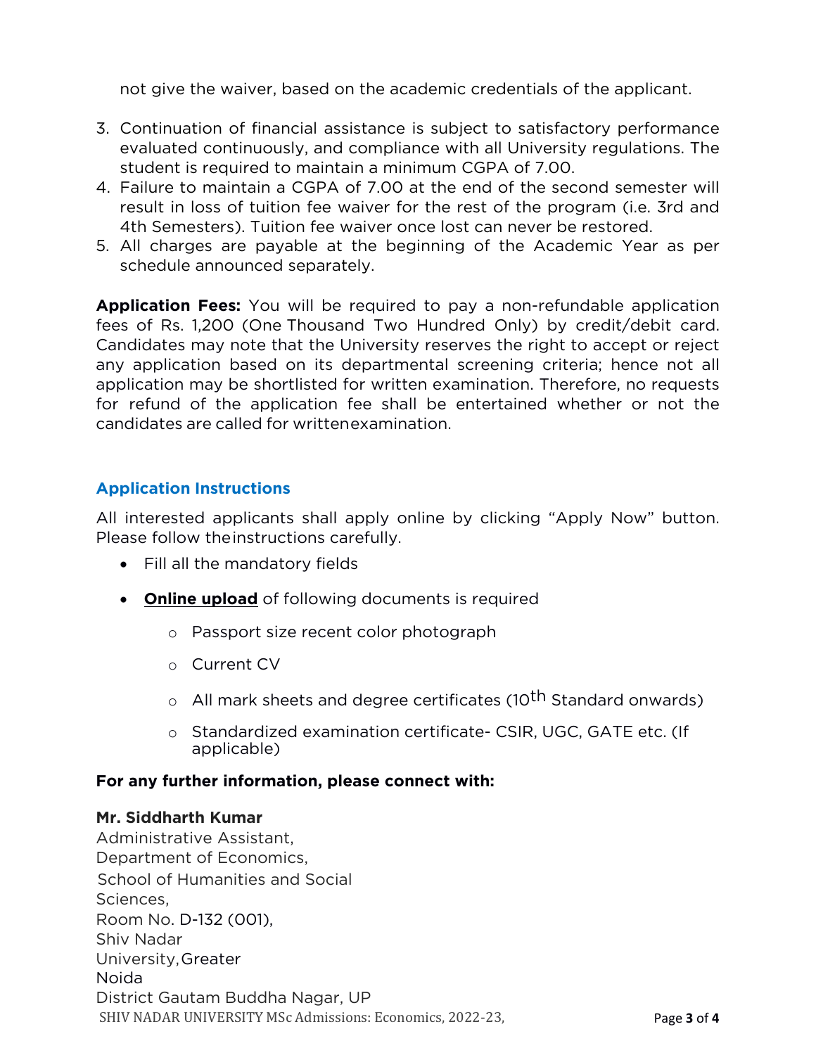not give the waiver, based on the academic credentials of the applicant.

3. Continuation of financial assistance is subject to satisfactory performance evaluated continuously, and compliance with all University regulations. The student is required to maintain a minimum CGPA of 7.00.
4. Failure to maintain a CGPA of 7.00 at the end of the second semester will result in loss of tuition fee waiver for the rest of the program (i.e. 3rd and 4th Semesters). Tuition fee waiver once lost can never be restored.
5. All charges are payable at the beginning of the Academic Year as per schedule announced separately.

**Application Fees:** You will be required to pay a non-refundable application fees of Rs. 1,200 (One Thousand Two Hundred Only) by credit/debit card. Candidates may note that the University reserves the right to accept or reject any application based on its departmental screening criteria; hence not all application may be shortlisted for written examination. Therefore, no requests for refund of the application fee shall be entertained whether or not the candidates are called for written examination.

## Application Instructions

All interested applicants shall apply online by clicking "Apply Now" button. Please follow the instructions carefully.

- Fill all the mandatory fields
- **Online upload** of following documents is required
    - Passport size recent color photograph
    - Current CV
    - All mark sheets and degree certificates (10th Standard onwards)
    - Standardized examination certificate- CSIR, UGC, GATE etc. (If applicable)

**For any further information, please connect with:**

**Mr. Siddharth Kumar**
Administrative Assistant,
Department of Economics,
School of Humanities and Social Sciences,
Room No. D-132 (001),
Shiv Nadar University, Greater Noida
District Gautam Buddha Nagar, UP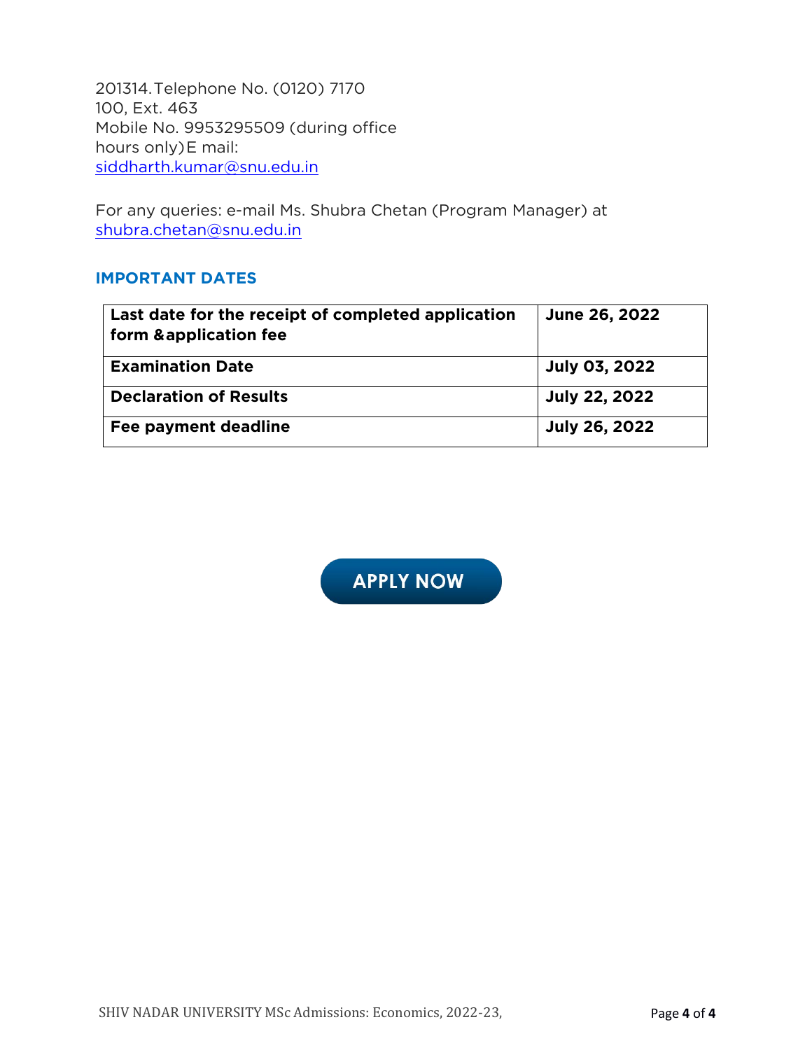201314. Telephone No. (0120) 7170 100, Ext. 463
Mobile No. 9953295509 (during office hours only) E mail: siddharth.kumar@snu.edu.in

For any queries: e-mail Ms. Shubra Chetan (Program Manager) at shubra.chetan@snu.edu.in

## IMPORTANT DATES

| | |
|---|---|
| **Last date for the receipt of completed application form & application fee** | **June 26, 2022** |
| **Examination Date** | **July 03, 2022** |
| **Declaration of Results** | **July 22, 2022** |
| **Fee payment deadline** | **July 26, 2022** |

**APPLY NOW**